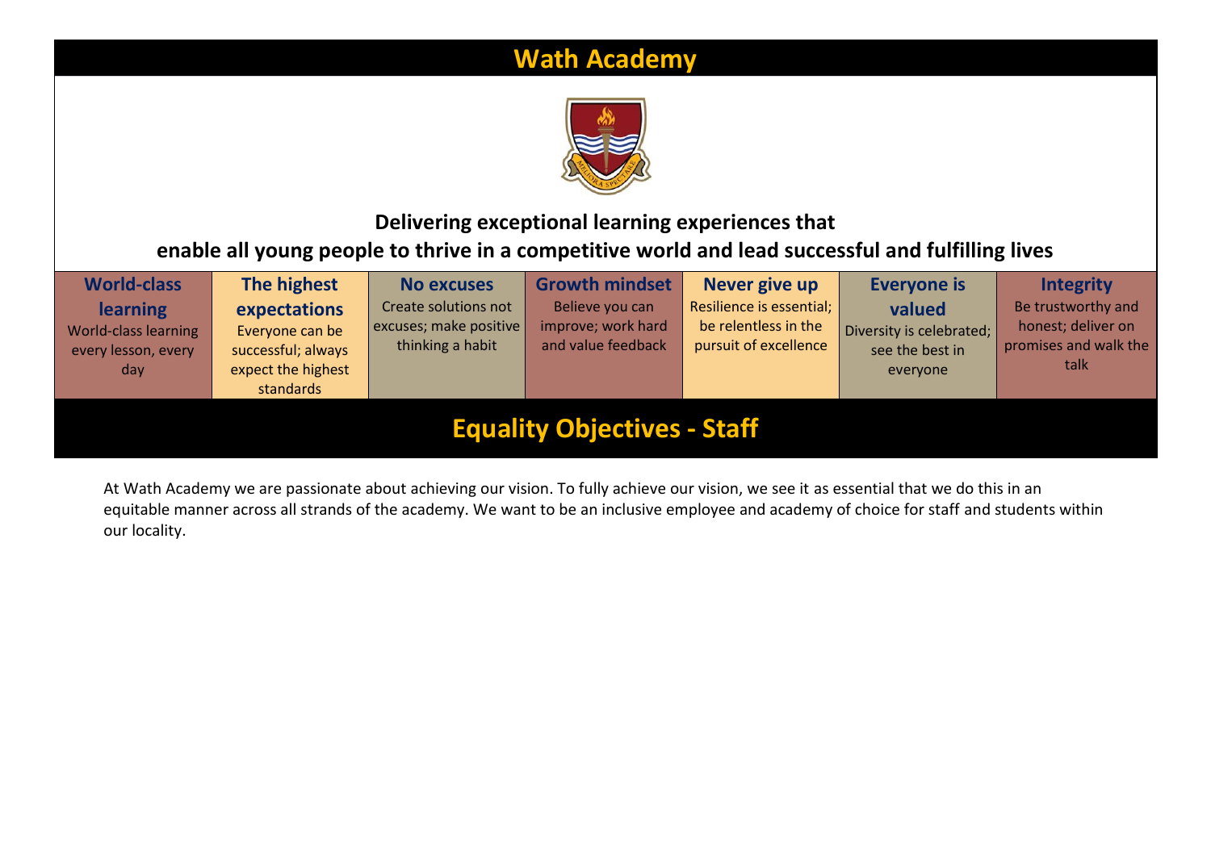# Wath Academy

**Delivering exceptional learning experiences that enable all young people to thrive in a competitive world and lead successful and fulfilling lives**

| **World-class learning** | **The highest expectations** | **No excuses** | **Growth mindset** | **Never give up** | **Everyone is valued** | **Integrity** |
|---|---|---|---|---|---|---|
| World-class learning every lesson, every day | Everyone can be successful; always expect the highest standards | Create solutions not excuses; make positive thinking a habit | Believe you can improve; work hard and value feedback | Resilience is essential; be relentless in the pursuit of excellence | Diversity is celebrated; see the best in everyone | Be trustworthy and honest; deliver on promises and walk the talk |

## Equality Objectives - Staff

At Wath Academy we are passionate about achieving our vision. To fully achieve our vision, we see it as essential that we do this in an equitable manner across all strands of the academy. We want to be an inclusive employee and academy of choice for staff and students within our locality.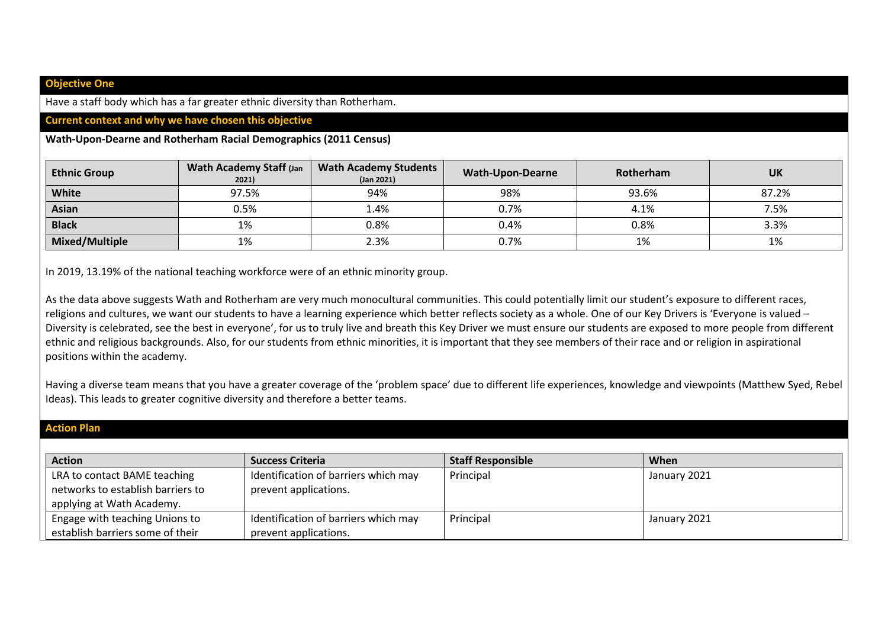## Objective One

Have a staff body which has a far greater ethnic diversity than Rotherham.

### Current context and why we have chosen this objective

**Wath-Upon-Dearne and Rotherham Racial Demographics (2011 Census)**

| Ethnic Group | Wath Academy Staff (Jan 2021) | Wath Academy Students (Jan 2021) | Wath-Upon-Dearne | Rotherham | UK |
|---|---|---|---|---|---|
| **White** | 97.5% | 94% | 98% | 93.6% | 87.2% |
| **Asian** | 0.5% | 1.4% | 0.7% | 4.1% | 7.5% |
| **Black** | 1% | 0.8% | 0.4% | 0.8% | 3.3% |
| **Mixed/Multiple** | 1% | 2.3% | 0.7% | 1% | 1% |

In 2019, 13.19% of the national teaching workforce were of an ethnic minority group.

As the data above suggests Wath and Rotherham are very much monocultural communities. This could potentially limit our student's exposure to different races, religions and cultures, we want our students to have a learning experience which better reflects society as a whole. One of our Key Drivers is 'Everyone is valued – Diversity is celebrated, see the best in everyone', for us to truly live and breath this Key Driver we must ensure our students are exposed to more people from different ethnic and religious backgrounds. Also, for our students from ethnic minorities, it is important that they see members of their race and or religion in aspirational positions within the academy.

Having a diverse team means that you have a greater coverage of the 'problem space' due to different life experiences, knowledge and viewpoints (Matthew Syed, Rebel Ideas). This leads to greater cognitive diversity and therefore a better teams.

### Action Plan

| Action | Success Criteria | Staff Responsible | When |
|---|---|---|---|
| LRA to contact BAME teaching networks to establish barriers to applying at Wath Academy. | Identification of barriers which may prevent applications. | Principal | January 2021 |
| Engage with teaching Unions to establish barriers some of their | Identification of barriers which may prevent applications. | Principal | January 2021 |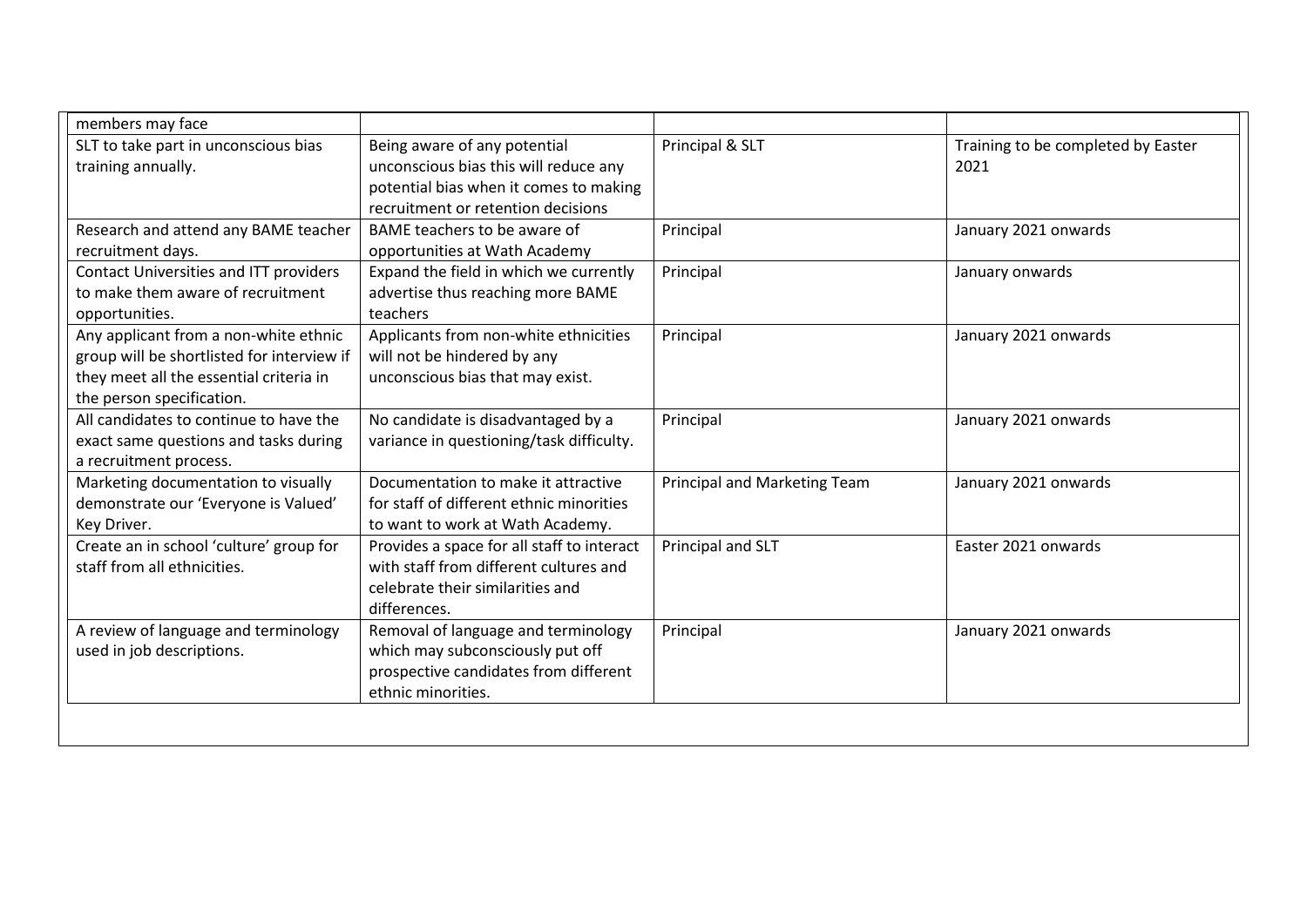| members may face | | | |
|---|---|---|---|
| SLT to take part in unconscious bias training annually. | Being aware of any potential unconscious bias this will reduce any potential bias when it comes to making recruitment or retention decisions | Principal & SLT | Training to be completed by Easter 2021 |
| Research and attend any BAME teacher recruitment days. | BAME teachers to be aware of opportunities at Wath Academy | Principal | January 2021 onwards |
| Contact Universities and ITT providers to make them aware of recruitment opportunities. | Expand the field in which we currently advertise thus reaching more BAME teachers | Principal | January onwards |
| Any applicant from a non-white ethnic group will be shortlisted for interview if they meet all the essential criteria in the person specification. | Applicants from non-white ethnicities will not be hindered by any unconscious bias that may exist. | Principal | January 2021 onwards |
| All candidates to continue to have the exact same questions and tasks during a recruitment process. | No candidate is disadvantaged by a variance in questioning/task difficulty. | Principal | January 2021 onwards |
| Marketing documentation to visually demonstrate our 'Everyone is Valued' Key Driver. | Documentation to make it attractive for staff of different ethnic minorities to want to work at Wath Academy. | Principal and Marketing Team | January 2021 onwards |
| Create an in school 'culture' group for staff from all ethnicities. | Provides a space for all staff to interact with staff from different cultures and celebrate their similarities and differences. | Principal and SLT | Easter 2021 onwards |
| A review of language and terminology used in job descriptions. | Removal of language and terminology which may subconsciously put off prospective candidates from different ethnic minorities. | Principal | January 2021 onwards |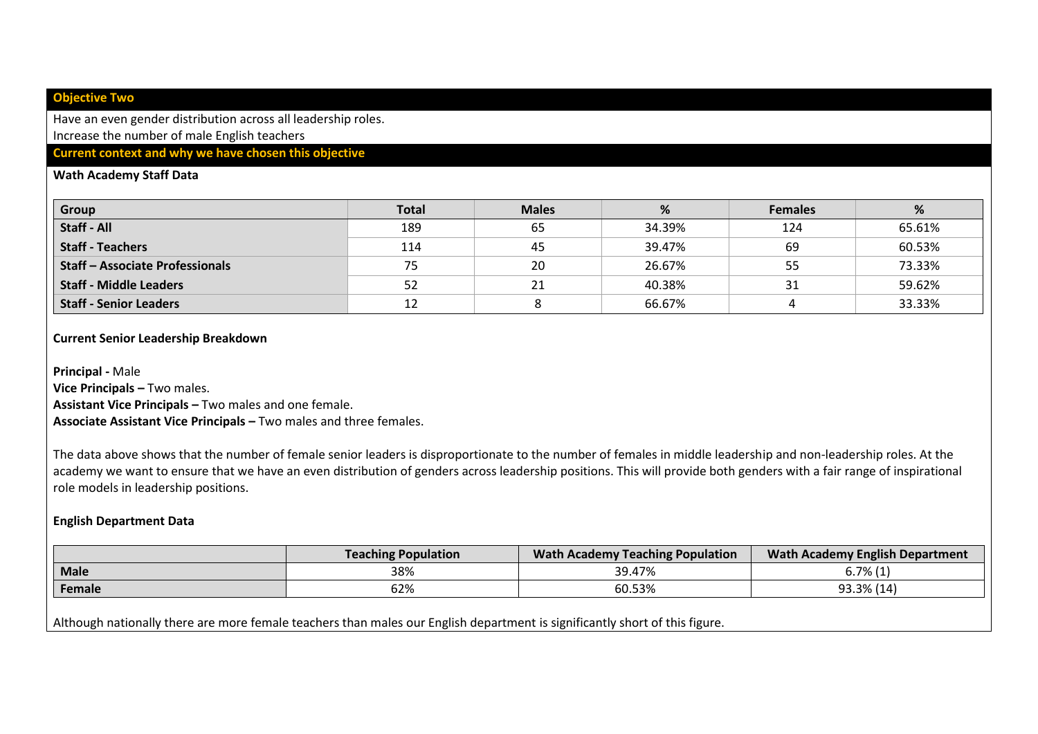## Objective Two

Have an even gender distribution across all leadership roles.
Increase the number of male English teachers

## Current context and why we have chosen this objective

**Wath Academy Staff Data**

| Group | Total | Males | % | Females | % |
|---|---|---|---|---|---|
| **Staff - All** | 189 | 65 | 34.39% | 124 | 65.61% |
| **Staff - Teachers** | 114 | 45 | 39.47% | 69 | 60.53% |
| **Staff – Associate Professionals** | 75 | 20 | 26.67% | 55 | 73.33% |
| **Staff - Middle Leaders** | 52 | 21 | 40.38% | 31 | 59.62% |
| **Staff - Senior Leaders** | 12 | 8 | 66.67% | 4 | 33.33% |

**Current Senior Leadership Breakdown**

**Principal -** Male
**Vice Principals –** Two males.
**Assistant Vice Principals –** Two males and one female.
**Associate Assistant Vice Principals –** Two males and three females.

The data above shows that the number of female senior leaders is disproportionate to the number of females in middle leadership and non-leadership roles. At the academy we want to ensure that we have an even distribution of genders across leadership positions. This will provide both genders with a fair range of inspirational role models in leadership positions.

**English Department Data**

| | Teaching Population | Wath Academy Teaching Population | Wath Academy English Department |
|---|---|---|---|
| **Male** | 38% | 39.47% | 6.7% (1) |
| **Female** | 62% | 60.53% | 93.3% (14) |

Although nationally there are more female teachers than males our English department is significantly short of this figure.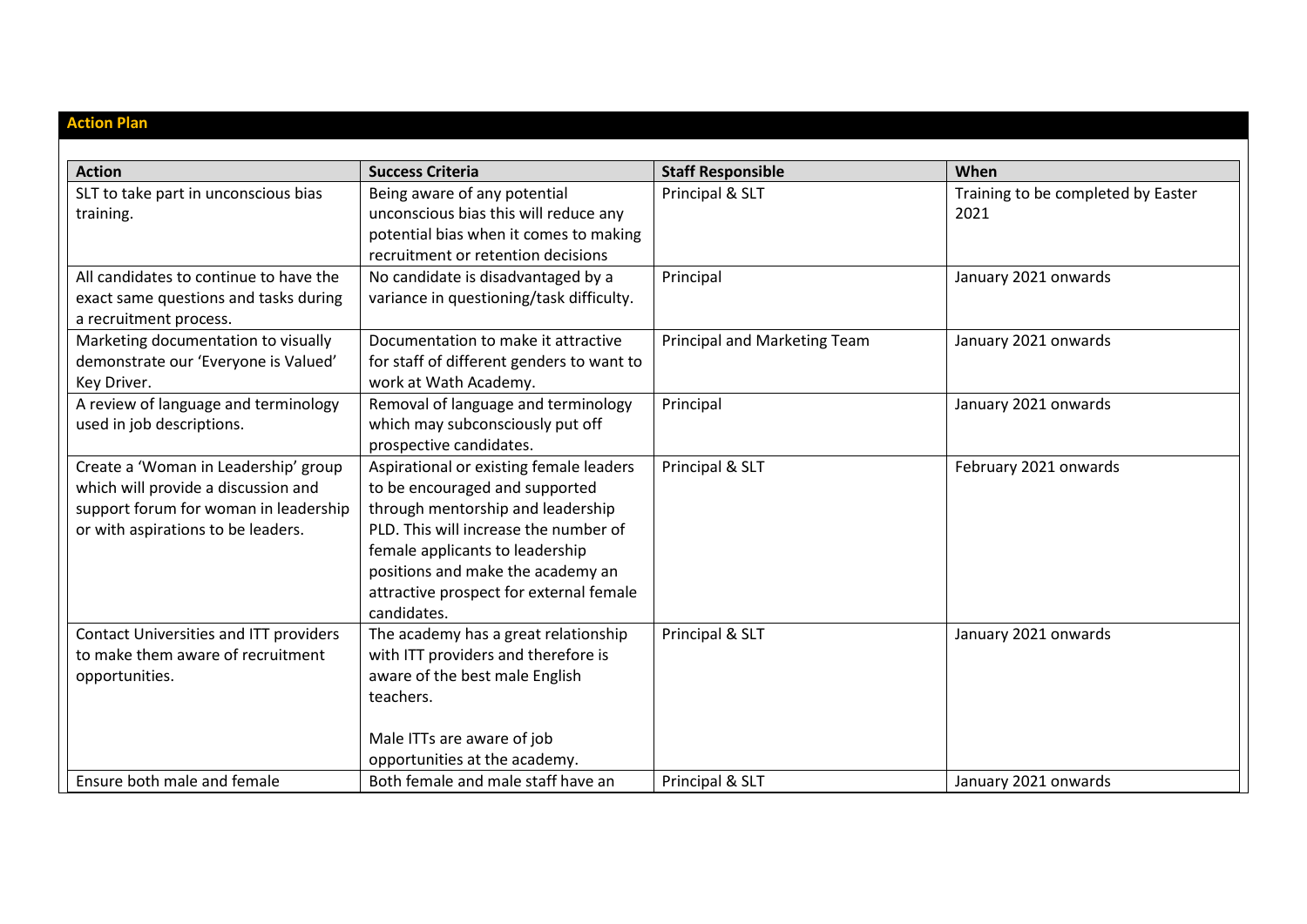## Action Plan

| Action | Success Criteria | Staff Responsible | When |
|---|---|---|---|
| SLT to take part in unconscious bias training. | Being aware of any potential unconscious bias this will reduce any potential bias when it comes to making recruitment or retention decisions | Principal & SLT | Training to be completed by Easter 2021 |
| All candidates to continue to have the exact same questions and tasks during a recruitment process. | No candidate is disadvantaged by a variance in questioning/task difficulty. | Principal | January 2021 onwards |
| Marketing documentation to visually demonstrate our 'Everyone is Valued' Key Driver. | Documentation to make it attractive for staff of different genders to want to work at Wath Academy. | Principal and Marketing Team | January 2021 onwards |
| A review of language and terminology used in job descriptions. | Removal of language and terminology which may subconsciously put off prospective candidates. | Principal | January 2021 onwards |
| Create a 'Woman in Leadership' group which will provide a discussion and support forum for woman in leadership or with aspirations to be leaders. | Aspirational or existing female leaders to be encouraged and supported through mentorship and leadership PLD. This will increase the number of female applicants to leadership positions and make the academy an attractive prospect for external female candidates. | Principal & SLT | February 2021 onwards |
| Contact Universities and ITT providers to make them aware of recruitment opportunities. | The academy has a great relationship with ITT providers and therefore is aware of the best male English teachers.<br><br>Male ITTs are aware of job opportunities at the academy. | Principal & SLT | January 2021 onwards |
| Ensure both male and female | Both female and male staff have an | Principal & SLT | January 2021 onwards |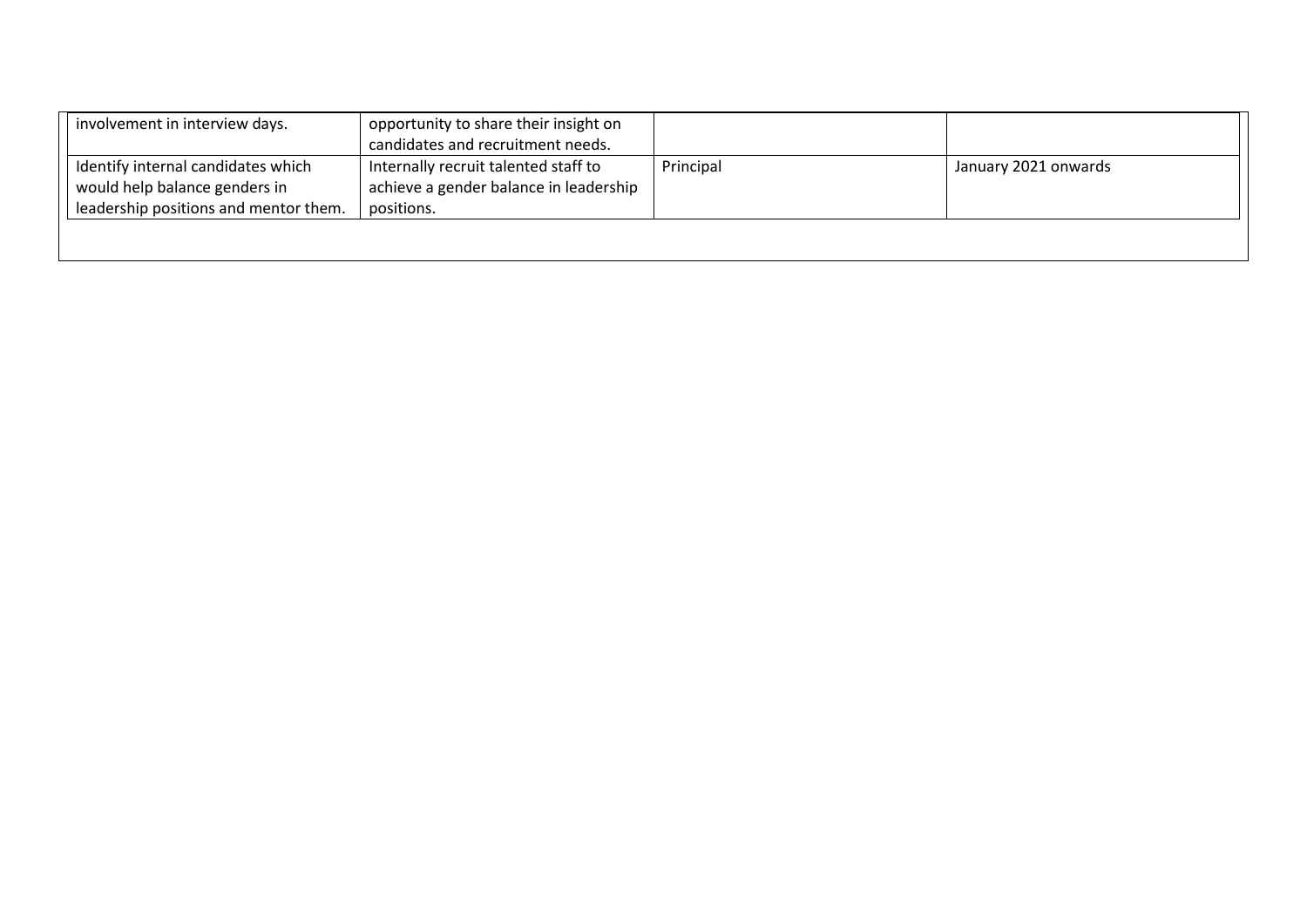| | | | |
|---|---|---|---|
| involvement in interview days. | opportunity to share their insight on candidates and recruitment needs. | | |
| Identify internal candidates which would help balance genders in leadership positions and mentor them. | Internally recruit talented staff to achieve a gender balance in leadership positions. | Principal | January 2021 onwards |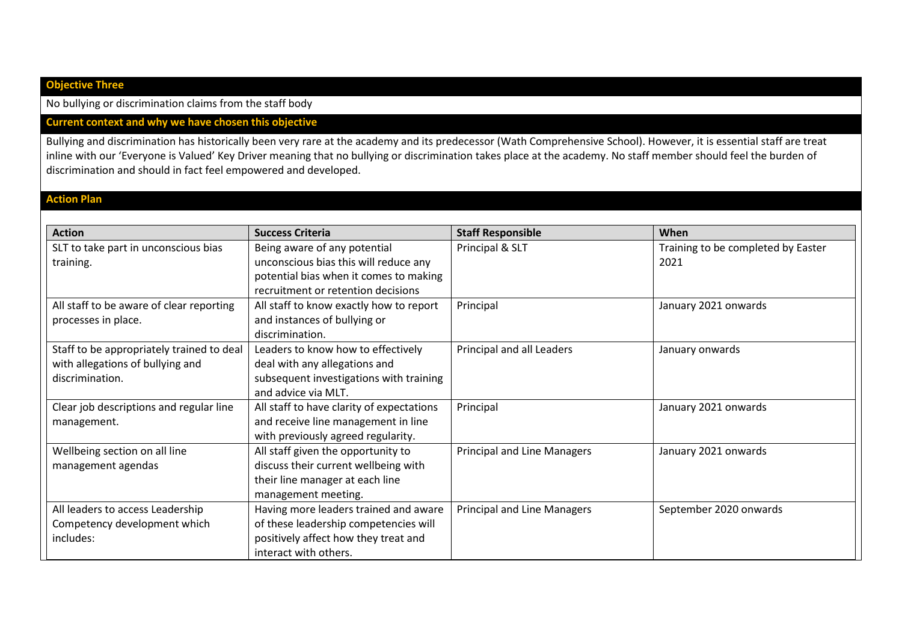**Objective Three**

No bullying or discrimination claims from the staff body

**Current context and why we have chosen this objective**

Bullying and discrimination has historically been very rare at the academy and its predecessor (Wath Comprehensive School). However, it is essential staff are treat inline with our 'Everyone is Valued' Key Driver meaning that no bullying or discrimination takes place at the academy. No staff member should feel the burden of discrimination and should in fact feel empowered and developed.

**Action Plan**

| Action | Success Criteria | Staff Responsible | When |
|---|---|---|---|
| SLT to take part in unconscious bias training. | Being aware of any potential unconscious bias this will reduce any potential bias when it comes to making recruitment or retention decisions | Principal & SLT | Training to be completed by Easter 2021 |
| All staff to be aware of clear reporting processes in place. | All staff to know exactly how to report and instances of bullying or discrimination. | Principal | January 2021 onwards |
| Staff to be appropriately trained to deal with allegations of bullying and discrimination. | Leaders to know how to effectively deal with any allegations and subsequent investigations with training and advice via MLT. | Principal and all Leaders | January onwards |
| Clear job descriptions and regular line management. | All staff to have clarity of expectations and receive line management in line with previously agreed regularity. | Principal | January 2021 onwards |
| Wellbeing section on all line management agendas | All staff given the opportunity to discuss their current wellbeing with their line manager at each line management meeting. | Principal and Line Managers | January 2021 onwards |
| All leaders to access Leadership Competency development which includes: | Having more leaders trained and aware of these leadership competencies will positively affect how they treat and interact with others. | Principal and Line Managers | September 2020 onwards |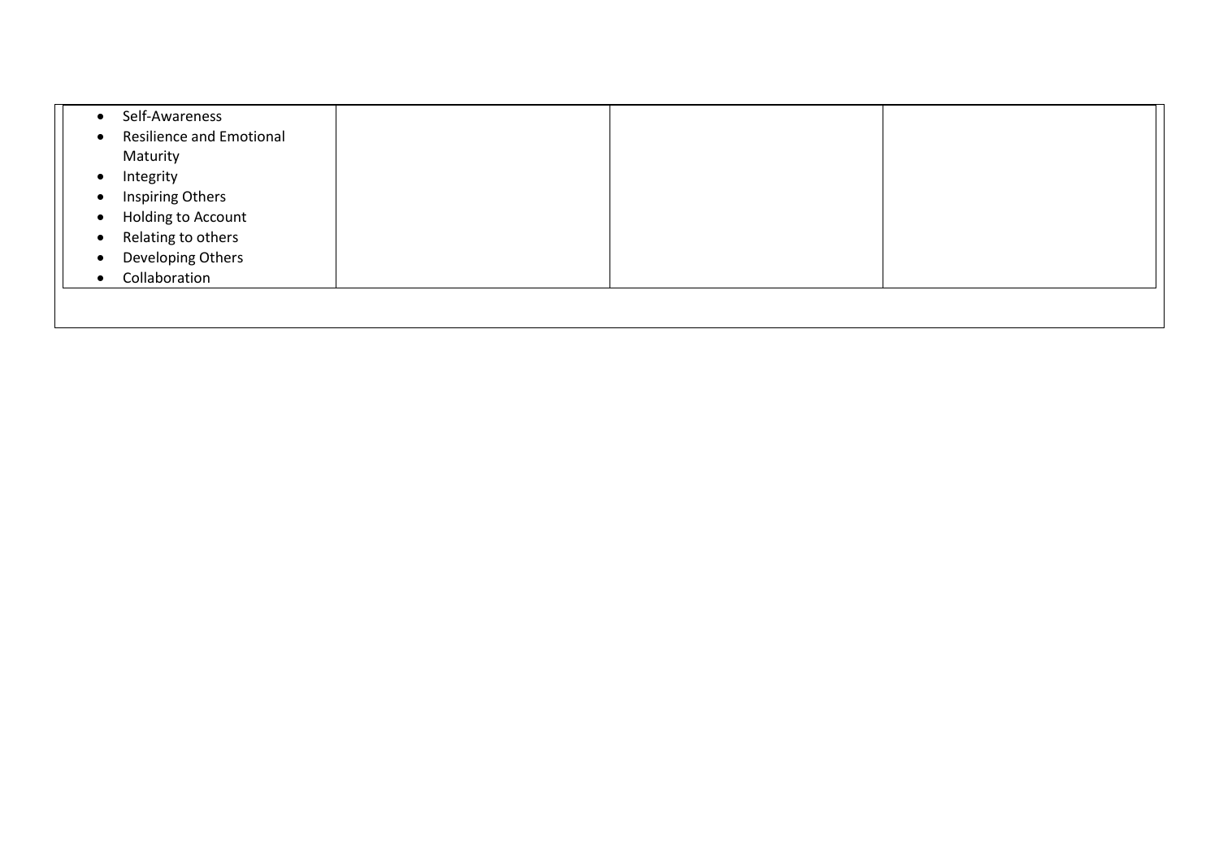| | | | |
|---|---|---|---|
| • Self-Awareness<br>• Resilience and Emotional Maturity<br>• Integrity<br>• Inspiring Others<br>• Holding to Account<br>• Relating to others<br>• Developing Others<br>• Collaboration | | | |